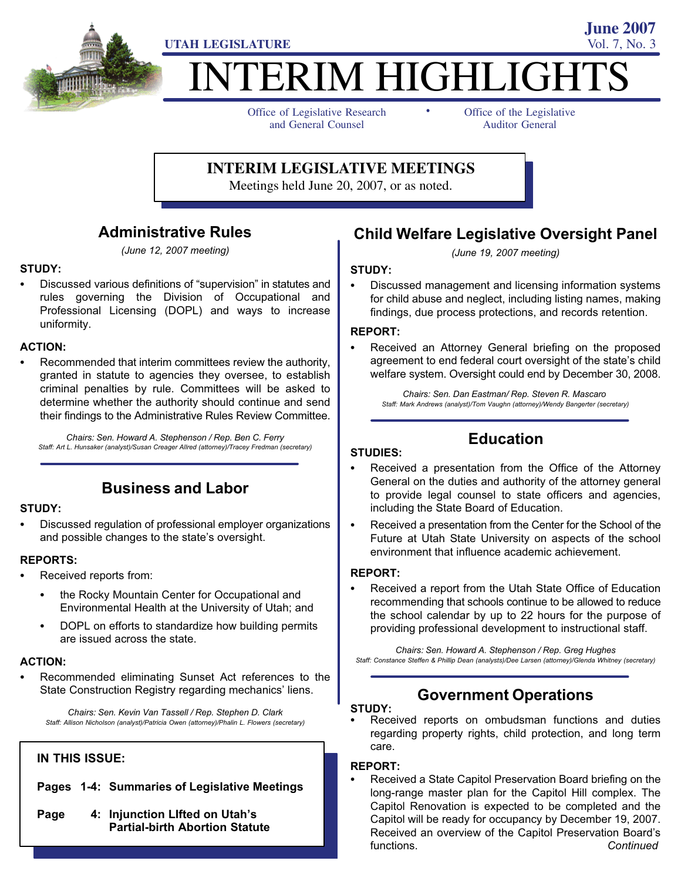UTAH LEGISLATURE

June 2007
Vol. 7, No. 3

# INTERIM HIGHLIGHTS

Office of Legislative Research and General Counsel • Office of the Legislative Auditor General

## INTERIM LEGISLATIVE MEETINGS

Meetings held June 20, 2007, or as noted.

## Administrative Rules

*(June 12, 2007 meeting)*

**STUDY:**

- Discussed various definitions of "supervision" in statutes and rules governing the Division of Occupational and Professional Licensing (DOPL) and ways to increase uniformity.

**ACTION:**

- Recommended that interim committees review the authority, granted in statute to agencies they oversee, to establish criminal penalties by rule. Committees will be asked to determine whether the authority should continue and send their findings to the Administrative Rules Review Committee.

*Chairs: Sen. Howard A. Stephenson / Rep. Ben C. Ferry*
*Staff: Art L. Hunsaker (analyst)/Susan Creager Allred (attorney)/Tracey Fredman (secretary)*

## Business and Labor

**STUDY:**

- Discussed regulation of professional employer organizations and possible changes to the state's oversight.

**REPORTS:**

- Received reports from:
  - the Rocky Mountain Center for Occupational and Environmental Health at the University of Utah; and
  - DOPL on efforts to standardize how building permits are issued across the state.

**ACTION:**

- Recommended eliminating Sunset Act references to the State Construction Registry regarding mechanics' liens.

*Chairs: Sen. Kevin Van Tassell / Rep. Stephen D. Clark*
*Staff: Allison Nicholson (analyst)/Patricia Owen (attorney)/Phalin L. Flowers (secretary)*

**IN THIS ISSUE:**

**Pages 1-4: Summaries of Legislative Meetings**

**Page 4: Injunction LIfted on Utah's Partial-birth Abortion Statute**

## Child Welfare Legislative Oversight Panel

*(June 19, 2007 meeting)*

**STUDY:**

- Discussed management and licensing information systems for child abuse and neglect, including listing names, making findings, due process protections, and records retention.

**REPORT:**

- Received an Attorney General briefing on the proposed agreement to end federal court oversight of the state's child welfare system. Oversight could end by December 30, 2008.

*Chairs: Sen. Dan Eastman/ Rep. Steven R. Mascaro*
*Staff: Mark Andrews (analyst)/Tom Vaughn (attorney)/Wendy Bangerter (secretary)*

## Education

**STUDIES:**

- Received a presentation from the Office of the Attorney General on the duties and authority of the attorney general to provide legal counsel to state officers and agencies, including the State Board of Education.
- Received a presentation from the Center for the School of the Future at Utah State University on aspects of the school environment that influence academic achievement.

**REPORT:**

- Received a report from the Utah State Office of Education recommending that schools continue to be allowed to reduce the school calendar by up to 22 hours for the purpose of providing professional development to instructional staff.

*Chairs: Sen. Howard A. Stephenson / Rep. Greg Hughes*
*Staff: Constance Steffen & Phillip Dean (analysts)/Dee Larsen (attorney)/Glenda Whitney (secretary)*

## Government Operations

**STUDY:**

- Received reports on ombudsman functions and duties regarding property rights, child protection, and long term care.

**REPORT:**

- Received a State Capitol Preservation Board briefing on the long-range master plan for the Capitol Hill complex. The Capitol Renovation is expected to be completed and the Capitol will be ready for occupancy by December 19, 2007. Received an overview of the Capitol Preservation Board's functions. *Continued*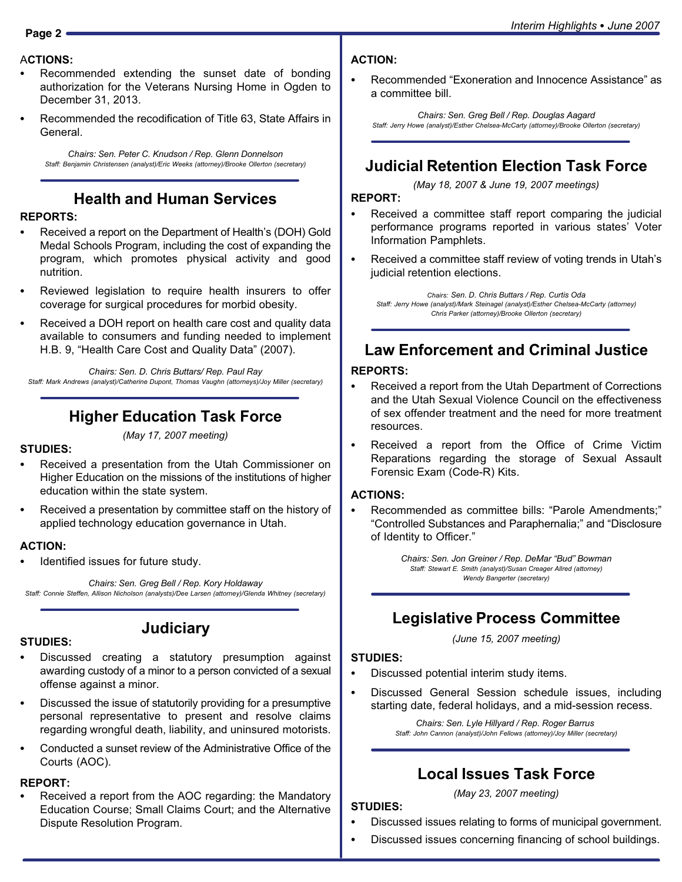**ACTIONS:**

- Recommended extending the sunset date of bonding authorization for the Veterans Nursing Home in Ogden to December 31, 2013.
- Recommended the recodification of Title 63, State Affairs in General.

*Chairs: Sen. Peter C. Knudson / Rep. Glenn Donnelson*
*Staff: Benjamin Christensen (analyst)/Eric Weeks (attorney)/Brooke Ollerton (secretary)*

## Health and Human Services

**REPORTS:**

- Received a report on the Department of Health's (DOH) Gold Medal Schools Program, including the cost of expanding the program, which promotes physical activity and good nutrition.
- Reviewed legislation to require health insurers to offer coverage for surgical procedures for morbid obesity.
- Received a DOH report on health care cost and quality data available to consumers and funding needed to implement H.B. 9, "Health Care Cost and Quality Data" (2007).

*Chairs: Sen. D. Chris Buttars/ Rep. Paul Ray*
*Staff: Mark Andrews (analyst)/Catherine Dupont, Thomas Vaughn (attorneys)/Joy Miller (secretary)*

## Higher Education Task Force

*(May 17, 2007 meeting)*

**STUDIES:**

- Received a presentation from the Utah Commissioner on Higher Education on the missions of the institutions of higher education within the state system.
- Received a presentation by committee staff on the history of applied technology education governance in Utah.

**ACTION:**

- Identified issues for future study.

*Chairs: Sen. Greg Bell / Rep. Kory Holdaway*
*Staff: Connie Steffen, Allison Nicholson (analysts)/Dee Larsen (attorney)/Glenda Whitney (secretary)*

## Judiciary

**STUDIES:**

- Discussed creating a statutory presumption against awarding custody of a minor to a person convicted of a sexual offense against a minor.
- Discussed the issue of statutorily providing for a presumptive personal representative to present and resolve claims regarding wrongful death, liability, and uninsured motorists.
- Conducted a sunset review of the Administrative Office of the Courts (AOC).

**REPORT:**

- Received a report from the AOC regarding: the Mandatory Education Course; Small Claims Court; and the Alternative Dispute Resolution Program.

**ACTION:**

- Recommended "Exoneration and Innocence Assistance" as a committee bill.

*Chairs: Sen. Greg Bell / Rep. Douglas Aagard*
*Staff: Jerry Howe (analyst)/Esther Chelsea-McCarty (attorney)/Brooke Ollerton (secretary)*

## Judicial Retention Election Task Force

*(May 18, 2007 & June 19, 2007 meetings)*

**REPORT:**

- Received a committee staff report comparing the judicial performance programs reported in various states' Voter Information Pamphlets.
- Received a committee staff review of voting trends in Utah's judicial retention elections.

*Chairs: Sen. D. Chris Buttars / Rep. Curtis Oda*
*Staff: Jerry Howe (analyst)/Mark Steinagel (analyst)/Esther Chelsea-McCarty (attorney) Chris Parker (attorney)/Brooke Ollerton (secretary)*

## Law Enforcement and Criminal Justice

**REPORTS:**

- Received a report from the Utah Department of Corrections and the Utah Sexual Violence Council on the effectiveness of sex offender treatment and the need for more treatment resources.
- Received a report from the Office of Crime Victim Reparations regarding the storage of Sexual Assault Forensic Exam (Code-R) Kits.

**ACTIONS:**

- Recommended as committee bills: "Parole Amendments;" "Controlled Substances and Paraphernalia;" and "Disclosure of Identity to Officer."

*Chairs: Sen. Jon Greiner / Rep. DeMar "Bud" Bowman*
*Staff: Stewart E. Smith (analyst)/Susan Creager Allred (attorney) Wendy Bangerter (secretary)*

## Legislative Process Committee

*(June 15, 2007 meeting)*

**STUDIES:**

- Discussed potential interim study items.
- Discussed General Session schedule issues, including starting date, federal holidays, and a mid-session recess.

*Chairs: Sen. Lyle Hillyard / Rep. Roger Barrus*
*Staff: John Cannon (analyst)/John Fellows (attorney)/Joy Miller (secretary)*

## Local Issues Task Force

*(May 23, 2007 meeting)*

**STUDIES:**

- Discussed issues relating to forms of municipal government.
- Discussed issues concerning financing of school buildings.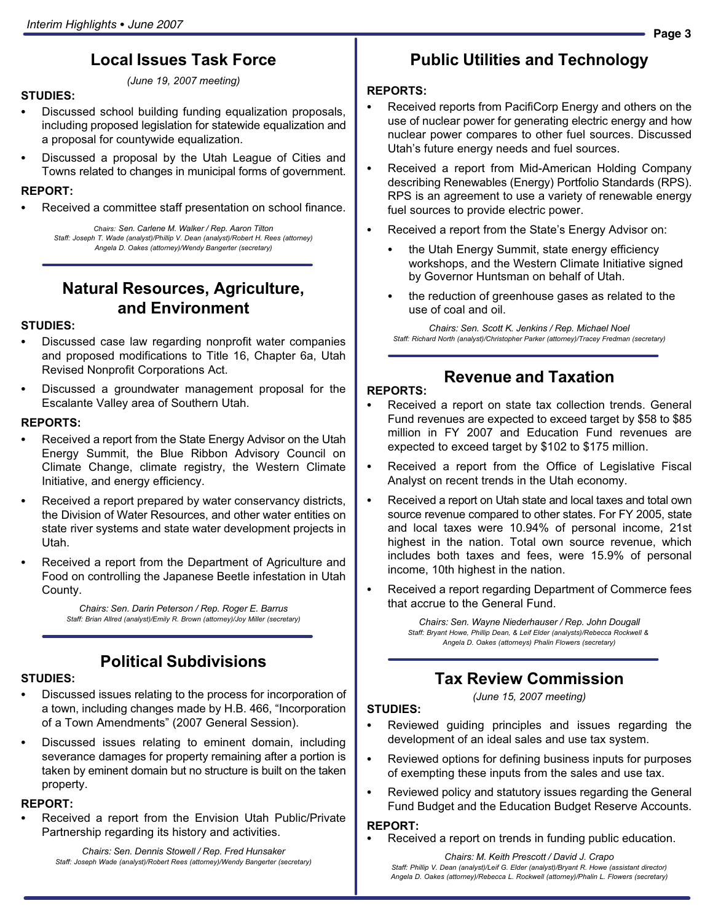## Local Issues Task Force

*(June 19, 2007 meeting)*

**STUDIES:**

- Discussed school building funding equalization proposals, including proposed legislation for statewide equalization and a proposal for countywide equalization.
- Discussed a proposal by the Utah League of Cities and Towns related to changes in municipal forms of government.

**REPORT:**

- Received a committee staff presentation on school finance.

*Chairs: Sen. Carlene M. Walker / Rep. Aaron Tilton*
*Staff: Joseph T. Wade (analyst)/Phillip V. Dean (analyst)/Robert H. Rees (attorney) Angela D. Oakes (attorney)/Wendy Bangerter (secretary)*

## Natural Resources, Agriculture, and Environment

**STUDIES:**

- Discussed case law regarding nonprofit water companies and proposed modifications to Title 16, Chapter 6a, Utah Revised Nonprofit Corporations Act.
- Discussed a groundwater management proposal for the Escalante Valley area of Southern Utah.

**REPORTS:**

- Received a report from the State Energy Advisor on the Utah Energy Summit, the Blue Ribbon Advisory Council on Climate Change, climate registry, the Western Climate Initiative, and energy efficiency.
- Received a report prepared by water conservancy districts, the Division of Water Resources, and other water entities on state river systems and state water development projects in Utah.
- Received a report from the Department of Agriculture and Food on controlling the Japanese Beetle infestation in Utah County.

*Chairs: Sen. Darin Peterson / Rep. Roger E. Barrus*
*Staff: Brian Allred (analyst)/Emily R. Brown (attorney)/Joy Miller (secretary)*

## Political Subdivisions

**STUDIES:**

- Discussed issues relating to the process for incorporation of a town, including changes made by H.B. 466, "Incorporation of a Town Amendments" (2007 General Session).
- Discussed issues relating to eminent domain, including severance damages for property remaining after a portion is taken by eminent domain but no structure is built on the taken property.

**REPORT:**

- Received a report from the Envision Utah Public/Private Partnership regarding its history and activities.

*Chairs: Sen. Dennis Stowell / Rep. Fred Hunsaker*
*Staff: Joseph Wade (analyst)/Robert Rees (attorney)/Wendy Bangerter (secretary)*

## Public Utilities and Technology

**REPORTS:**

- Received reports from PacifiCorp Energy and others on the use of nuclear power for generating electric energy and how nuclear power compares to other fuel sources. Discussed Utah's future energy needs and fuel sources.
- Received a report from Mid-American Holding Company describing Renewables (Energy) Portfolio Standards (RPS). RPS is an agreement to use a variety of renewable energy fuel sources to provide electric power.
- Received a report from the State's Energy Advisor on:
  - the Utah Energy Summit, state energy efficiency workshops, and the Western Climate Initiative signed by Governor Huntsman on behalf of Utah.
  - the reduction of greenhouse gases as related to the use of coal and oil.

*Chairs: Sen. Scott K. Jenkins / Rep. Michael Noel*
*Staff: Richard North (analyst)/Christopher Parker (attorney)/Tracey Fredman (secretary)*

## Revenue and Taxation

**REPORTS:**

- Received a report on state tax collection trends. General Fund revenues are expected to exceed target by $58 to $85 million in FY 2007 and Education Fund revenues are expected to exceed target by $102 to $175 million.
- Received a report from the Office of Legislative Fiscal Analyst on recent trends in the Utah economy.
- Received a report on Utah state and local taxes and total own source revenue compared to other states. For FY 2005, state and local taxes were 10.94% of personal income, 21st highest in the nation. Total own source revenue, which includes both taxes and fees, were 15.9% of personal income, 10th highest in the nation.
- Received a report regarding Department of Commerce fees that accrue to the General Fund.

*Chairs: Sen. Wayne Niederhauser / Rep. John Dougall*
*Staff: Bryant Howe, Phillip Dean, & Leif Elder (analysts)/Rebecca Rockwell & Angela D. Oakes (attorneys) Phalin Flowers (secretary)*

## Tax Review Commission

*(June 15, 2007 meeting)*

**STUDIES:**

- Reviewed guiding principles and issues regarding the development of an ideal sales and use tax system.
- Reviewed options for defining business inputs for purposes of exempting these inputs from the sales and use tax.
- Reviewed policy and statutory issues regarding the General Fund Budget and the Education Budget Reserve Accounts.

**REPORT:**

- Received a report on trends in funding public education.

*Chairs: M. Keith Prescott / David J. Crapo*
*Staff: Phillip V. Dean (analyst)/Leif G. Elder (analyst)/Bryant R. Howe (assistant director) Angela D. Oakes (attorney)/Rebecca L. Rockwell (attorney)/Phalin L. Flowers (secretary)*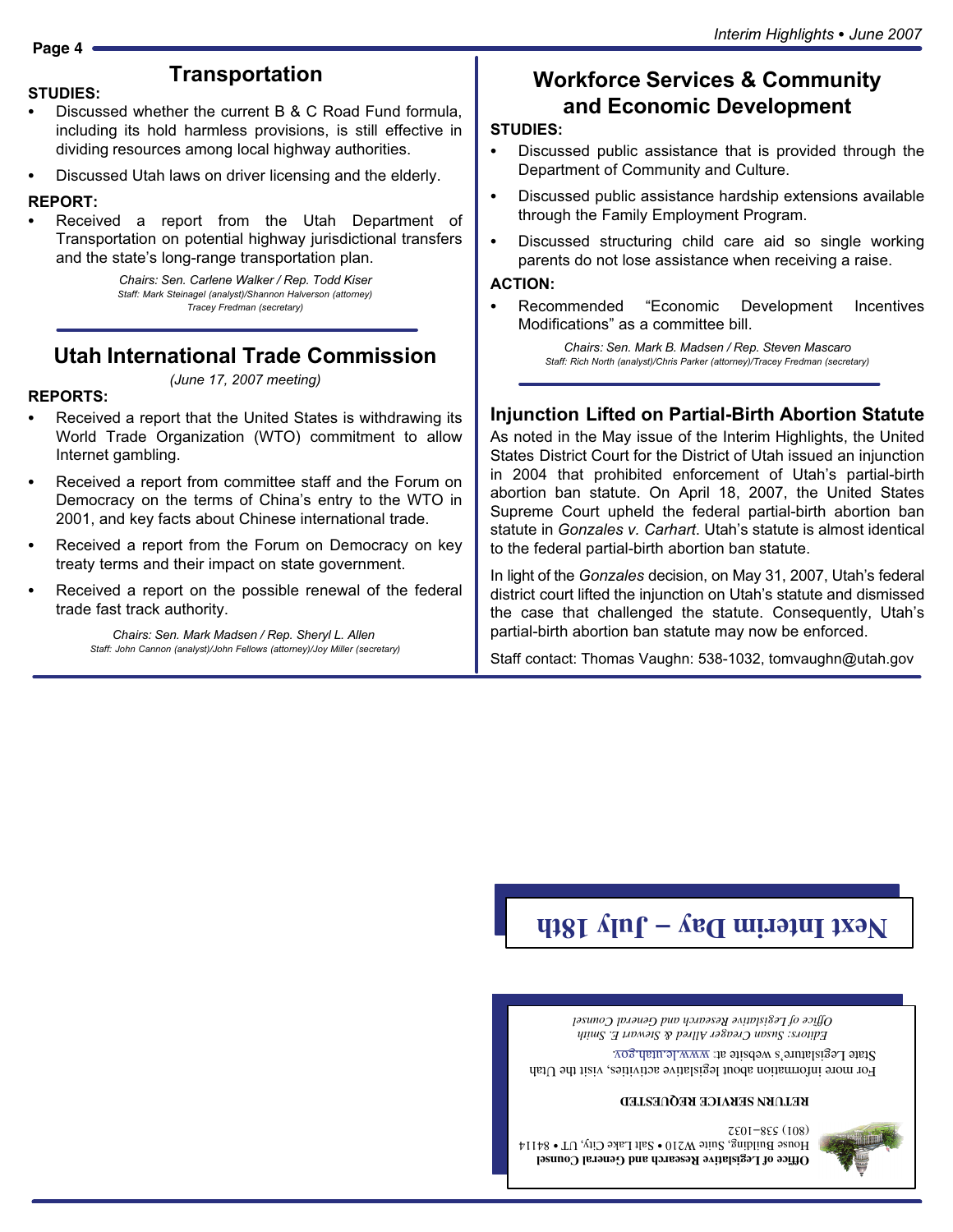## Transportation

**STUDIES:**

- Discussed whether the current B & C Road Fund formula, including its hold harmless provisions, is still effective in dividing resources among local highway authorities.
- Discussed Utah laws on driver licensing and the elderly.

**REPORT:**

- Received a report from the Utah Department of Transportation on potential highway jurisdictional transfers and the state's long-range transportation plan.

*Chairs: Sen. Carlene Walker / Rep. Todd Kiser*
*Staff: Mark Steinagel (analyst)/Shannon Halverson (attorney) Tracey Fredman (secretary)*

## Utah International Trade Commission

*(June 17, 2007 meeting)*

**REPORTS:**

- Received a report that the United States is withdrawing its World Trade Organization (WTO) commitment to allow Internet gambling.
- Received a report from committee staff and the Forum on Democracy on the terms of China's entry to the WTO in 2001, and key facts about Chinese international trade.
- Received a report from the Forum on Democracy on key treaty terms and their impact on state government.
- Received a report on the possible renewal of the federal trade fast track authority.

*Chairs: Sen. Mark Madsen / Rep. Sheryl L. Allen*
*Staff: John Cannon (analyst)/John Fellows (attorney)/Joy Miller (secretary)*

## Workforce Services & Community and Economic Development

**STUDIES:**

- Discussed public assistance that is provided through the Department of Community and Culture.
- Discussed public assistance hardship extensions available through the Family Employment Program.
- Discussed structuring child care aid so single working parents do not lose assistance when receiving a raise.

**ACTION:**

- Recommended "Economic Development Incentives Modifications" as a committee bill.

*Chairs: Sen. Mark B. Madsen / Rep. Steven Mascaro*
*Staff: Rich North (analyst)/Chris Parker (attorney)/Tracey Fredman (secretary)*

### Injunction Lifted on Partial-Birth Abortion Statute

As noted in the May issue of the Interim Highlights, the United States District Court for the District of Utah issued an injunction in 2004 that prohibited enforcement of Utah's partial-birth abortion ban statute. On April 18, 2007, the United States Supreme Court upheld the federal partial-birth abortion ban statute in *Gonzales v. Carhart*. Utah's statute is almost identical to the federal partial-birth abortion ban statute.

In light of the *Gonzales* decision, on May 31, 2007, Utah's federal district court lifted the injunction on Utah's statute and dismissed the case that challenged the statute. Consequently, Utah's partial-birth abortion ban statute may now be enforced.

Staff contact: Thomas Vaughn: 538-1032, tomvaughn@utah.gov

**Next Interim Day – July 18th**

**Office of Legislative Research and General Counsel**
House Building, Suite W210 • Salt Lake City, UT • 84114
(801) 538-1032

**RETURN SERVICE REQUESTED**

For more information about legislative activities, visit the Utah State Legislature's website at: www.le.utah.gov.

*Editors: Susan Creager Allred & Stewart E. Smith*
*Office of Legislative Research and General Counsel*